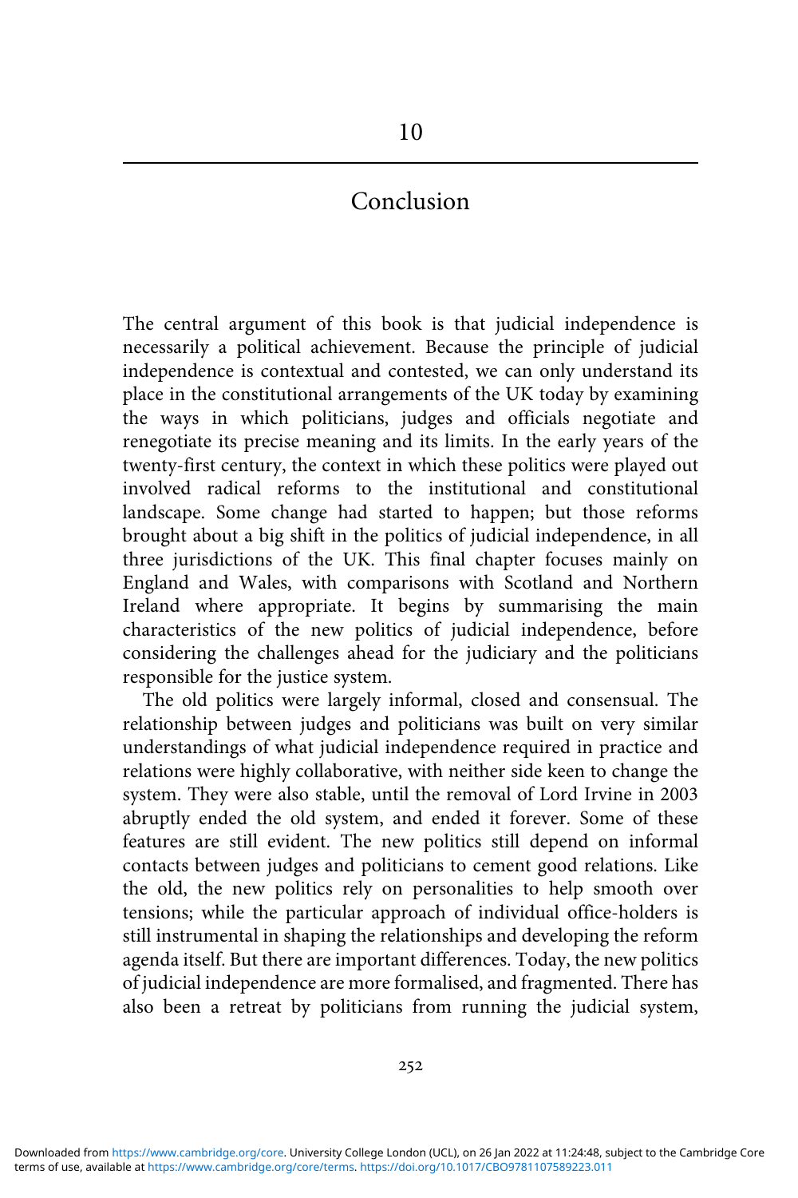# 10

# Conclusion

The central argument of this book is that judicial independence is necessarily a political achievement. Because the principle of judicial independence is contextual and contested, we can only understand its place in the constitutional arrangements of the UK today by examining the ways in which politicians, judges and officials negotiate and renegotiate its precise meaning and its limits. In the early years of the twenty-first century, the context in which these politics were played out involved radical reforms to the institutional and constitutional landscape. Some change had started to happen; but those reforms brought about a big shift in the politics of judicial independence, in all three jurisdictions of the UK. This final chapter focuses mainly on England and Wales, with comparisons with Scotland and Northern Ireland where appropriate. It begins by summarising the main characteristics of the new politics of judicial independence, before considering the challenges ahead for the judiciary and the politicians responsible for the justice system.

The old politics were largely informal, closed and consensual. The relationship between judges and politicians was built on very similar understandings of what judicial independence required in practice and relations were highly collaborative, with neither side keen to change the system. They were also stable, until the removal of Lord Irvine in 2003 abruptly ended the old system, and ended it forever. Some of these features are still evident. The new politics still depend on informal contacts between judges and politicians to cement good relations. Like the old, the new politics rely on personalities to help smooth over tensions; while the particular approach of individual office-holders is still instrumental in shaping the relationships and developing the reform agenda itself. But there are important differences. Today, the new politics of judicial independence are more formalised, and fragmented. There has also been a retreat by politicians from running the judicial system,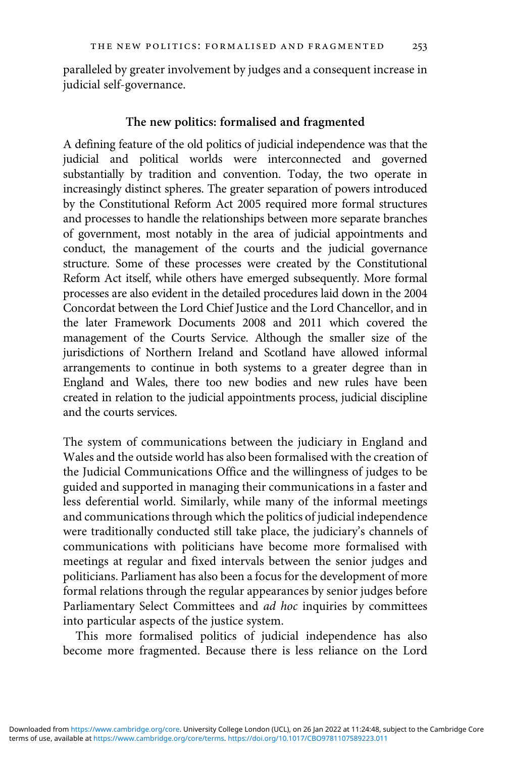paralleled by greater involvement by judges and a consequent increase in judicial self-governance.

## The new politics: formalised and fragmented

A defining feature of the old politics of judicial independence was that the judicial and political worlds were interconnected and governed substantially by tradition and convention. Today, the two operate in increasingly distinct spheres. The greater separation of powers introduced by the Constitutional Reform Act 2005 required more formal structures and processes to handle the relationships between more separate branches of government, most notably in the area of judicial appointments and conduct, the management of the courts and the judicial governance structure. Some of these processes were created by the Constitutional Reform Act itself, while others have emerged subsequently. More formal processes are also evident in the detailed procedures laid down in the 2004 Concordat between the Lord Chief Justice and the Lord Chancellor, and in the later Framework Documents 2008 and 2011 which covered the management of the Courts Service. Although the smaller size of the jurisdictions of Northern Ireland and Scotland have allowed informal arrangements to continue in both systems to a greater degree than in England and Wales, there too new bodies and new rules have been created in relation to the judicial appointments process, judicial discipline and the courts services.

The system of communications between the judiciary in England and Wales and the outside world has also been formalised with the creation of the Judicial Communications Office and the willingness of judges to be guided and supported in managing their communications in a faster and less deferential world. Similarly, while many of the informal meetings and communications through which the politics of judicial independence were traditionally conducted still take place, the judiciary's channels of communications with politicians have become more formalised with meetings at regular and fixed intervals between the senior judges and politicians. Parliament has also been a focus for the development of more formal relations through the regular appearances by senior judges before Parliamentary Select Committees and *ad hoc* inquiries by committees into particular aspects of the justice system.

This more formalised politics of judicial independence has also become more fragmented. Because there is less reliance on the Lord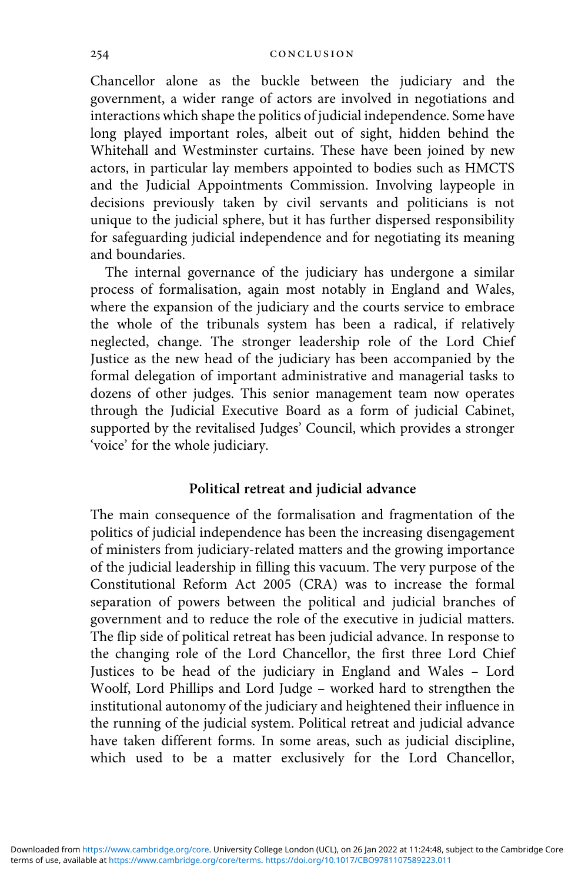Chancellor alone as the buckle between the judiciary and the government, a wider range of actors are involved in negotiations and interactions which shape the politics of judicial independence. Some have long played important roles, albeit out of sight, hidden behind the Whitehall and Westminster curtains. These have been joined by new actors, in particular lay members appointed to bodies such as HMCTS and the Judicial Appointments Commission. Involving laypeople in decisions previously taken by civil servants and politicians is not unique to the judicial sphere, but it has further dispersed responsibility for safeguarding judicial independence and for negotiating its meaning and boundaries.

The internal governance of the judiciary has undergone a similar process of formalisation, again most notably in England and Wales, where the expansion of the judiciary and the courts service to embrace the whole of the tribunals system has been a radical, if relatively neglected, change. The stronger leadership role of the Lord Chief Justice as the new head of the judiciary has been accompanied by the formal delegation of important administrative and managerial tasks to dozens of other judges. This senior management team now operates through the Judicial Executive Board as a form of judicial Cabinet, supported by the revitalised Judges' Council, which provides a stronger 'voice' for the whole judiciary.

## Political retreat and judicial advance

The main consequence of the formalisation and fragmentation of the politics of judicial independence has been the increasing disengagement of ministers from judiciary-related matters and the growing importance of the judicial leadership in filling this vacuum. The very purpose of the Constitutional Reform Act 2005 (CRA) was to increase the formal separation of powers between the political and judicial branches of government and to reduce the role of the executive in judicial matters. The flip side of political retreat has been judicial advance. In response to the changing role of the Lord Chancellor, the first three Lord Chief Justices to be head of the judiciary in England and Wales – Lord Woolf, Lord Phillips and Lord Judge – worked hard to strengthen the institutional autonomy of the judiciary and heightened their influence in the running of the judicial system. Political retreat and judicial advance have taken different forms. In some areas, such as judicial discipline, which used to be a matter exclusively for the Lord Chancellor,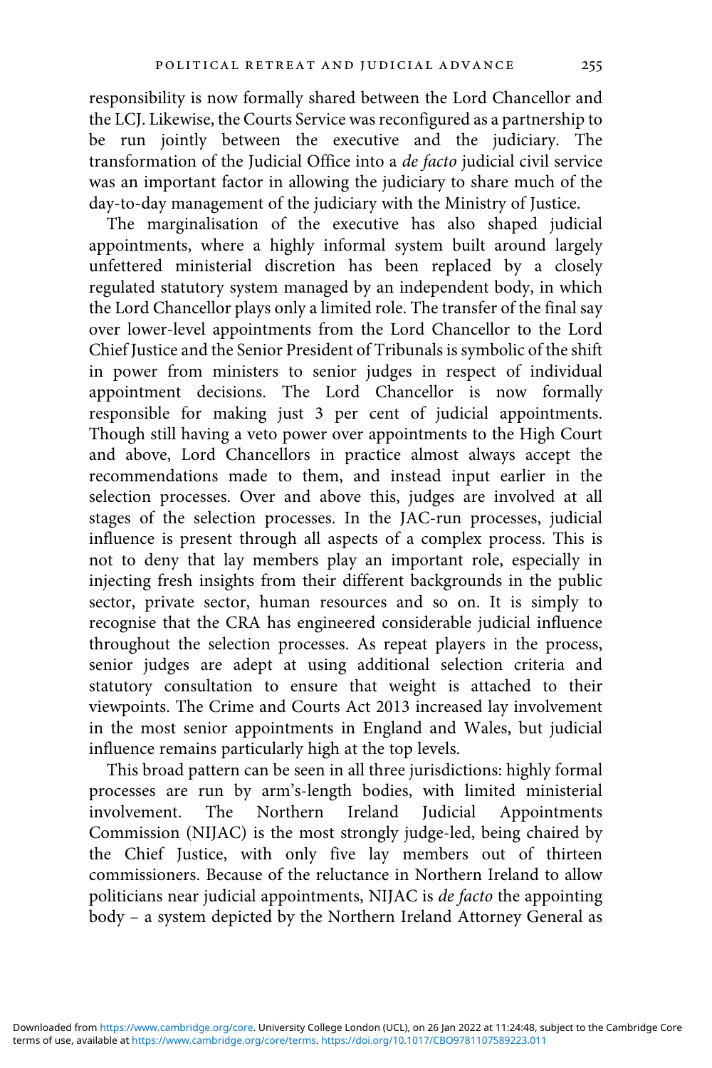responsibility is now formally shared between the Lord Chancellor and the LCJ. Likewise, the Courts Service was reconfigured as a partnership to be run jointly between the executive and the judiciary. The transformation of the Judicial Office into a *de facto* judicial civil service was an important factor in allowing the judiciary to share much of the day-to-day management of the judiciary with the Ministry of Justice.

The marginalisation of the executive has also shaped judicial appointments, where a highly informal system built around largely unfettered ministerial discretion has been replaced by a closely regulated statutory system managed by an independent body, in which the Lord Chancellor plays only a limited role. The transfer of the final say over lower-level appointments from the Lord Chancellor to the Lord Chief Justice and the Senior President of Tribunals is symbolic of the shift in power from ministers to senior judges in respect of individual appointment decisions. The Lord Chancellor is now formally responsible for making just 3 per cent of judicial appointments. Though still having a veto power over appointments to the High Court and above, Lord Chancellors in practice almost always accept the recommendations made to them, and instead input earlier in the selection processes. Over and above this, judges are involved at all stages of the selection processes. In the JAC-run processes, judicial influence is present through all aspects of a complex process. This is not to deny that lay members play an important role, especially in injecting fresh insights from their different backgrounds in the public sector, private sector, human resources and so on. It is simply to recognise that the CRA has engineered considerable judicial influence throughout the selection processes. As repeat players in the process, senior judges are adept at using additional selection criteria and statutory consultation to ensure that weight is attached to their viewpoints. The Crime and Courts Act 2013 increased lay involvement in the most senior appointments in England and Wales, but judicial influence remains particularly high at the top levels.

This broad pattern can be seen in all three jurisdictions: highly formal processes are run by arm's-length bodies, with limited ministerial involvement. The Northern Ireland Judicial Appointments Commission (NIJAC) is the most strongly judge-led, being chaired by the Chief Justice, with only five lay members out of thirteen commissioners. Because of the reluctance in Northern Ireland to allow politicians near judicial appointments, NIJAC is *de facto* the appointing body – a system depicted by the Northern Ireland Attorney General as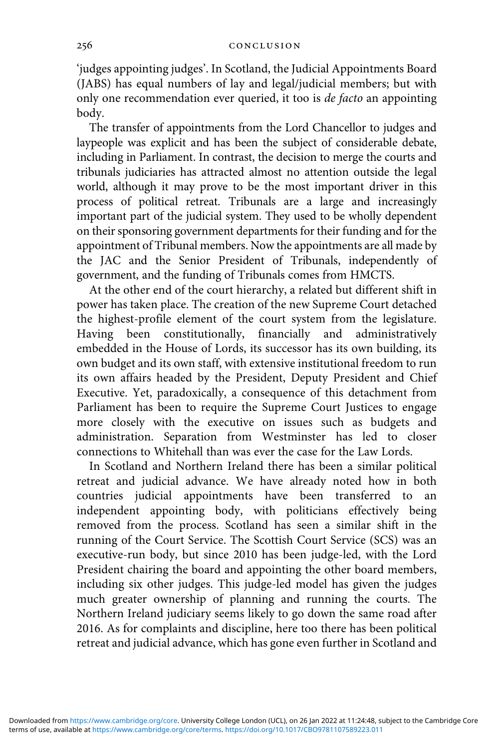'judges appointing judges'. In Scotland, the Judicial Appointments Board (JABS) has equal numbers of lay and legal/judicial members; but with only one recommendation ever queried, it too is *de facto* an appointing body.

The transfer of appointments from the Lord Chancellor to judges and laypeople was explicit and has been the subject of considerable debate, including in Parliament. In contrast, the decision to merge the courts and tribunals judiciaries has attracted almost no attention outside the legal world, although it may prove to be the most important driver in this process of political retreat. Tribunals are a large and increasingly important part of the judicial system. They used to be wholly dependent on their sponsoring government departments for their funding and for the appointment of Tribunal members. Now the appointments are all made by the JAC and the Senior President of Tribunals, independently of government, and the funding of Tribunals comes from HMCTS.

At the other end of the court hierarchy, a related but different shift in power has taken place. The creation of the new Supreme Court detached the highest-profile element of the court system from the legislature. Having been constitutionally, financially and administratively embedded in the House of Lords, its successor has its own building, its own budget and its own staff, with extensive institutional freedom to run its own affairs headed by the President, Deputy President and Chief Executive. Yet, paradoxically, a consequence of this detachment from Parliament has been to require the Supreme Court Justices to engage more closely with the executive on issues such as budgets and administration. Separation from Westminster has led to closer connections to Whitehall than was ever the case for the Law Lords.

In Scotland and Northern Ireland there has been a similar political retreat and judicial advance. We have already noted how in both countries judicial appointments have been transferred to an independent appointing body, with politicians effectively being removed from the process. Scotland has seen a similar shift in the running of the Court Service. The Scottish Court Service (SCS) was an executive-run body, but since 2010 has been judge-led, with the Lord President chairing the board and appointing the other board members, including six other judges. This judge-led model has given the judges much greater ownership of planning and running the courts. The Northern Ireland judiciary seems likely to go down the same road after 2016. As for complaints and discipline, here too there has been political retreat and judicial advance, which has gone even further in Scotland and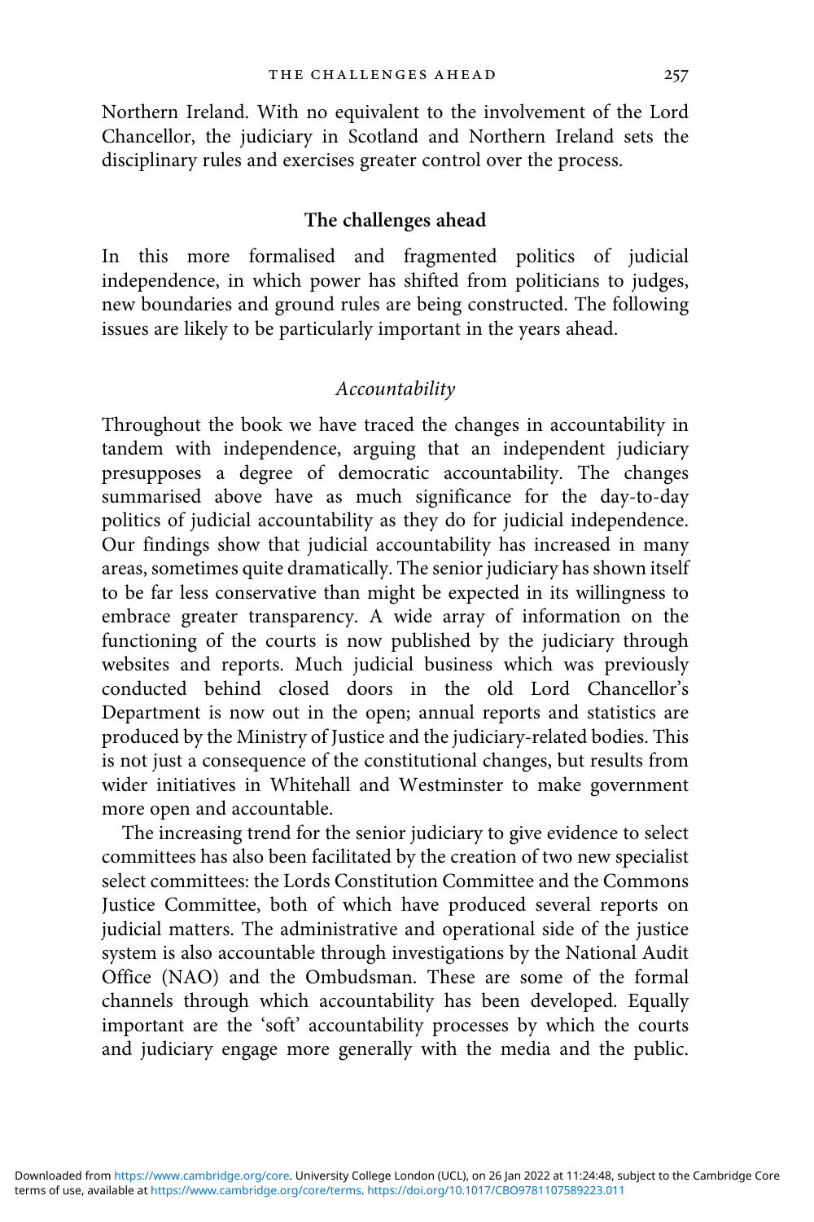Northern Ireland. With no equivalent to the involvement of the Lord Chancellor, the judiciary in Scotland and Northern Ireland sets the disciplinary rules and exercises greater control over the process.

## The challenges ahead

In this more formalised and fragmented politics of judicial independence, in which power has shifted from politicians to judges, new boundaries and ground rules are being constructed. The following issues are likely to be particularly important in the years ahead.

### *Accountability*

Throughout the book we have traced the changes in accountability in tandem with independence, arguing that an independent judiciary presupposes a degree of democratic accountability. The changes summarised above have as much significance for the day-to-day politics of judicial accountability as they do for judicial independence. Our findings show that judicial accountability has increased in many areas, sometimes quite dramatically. The senior judiciary has shown itself to be far less conservative than might be expected in its willingness to embrace greater transparency. A wide array of information on the functioning of the courts is now published by the judiciary through websites and reports. Much judicial business which was previously conducted behind closed doors in the old Lord Chancellor's Department is now out in the open; annual reports and statistics are produced by the Ministry of Justice and the judiciary-related bodies. This is not just a consequence of the constitutional changes, but results from wider initiatives in Whitehall and Westminster to make government more open and accountable.

The increasing trend for the senior judiciary to give evidence to select committees has also been facilitated by the creation of two new specialist select committees: the Lords Constitution Committee and the Commons Justice Committee, both of which have produced several reports on judicial matters. The administrative and operational side of the justice system is also accountable through investigations by the National Audit Office (NAO) and the Ombudsman. These are some of the formal channels through which accountability has been developed. Equally important are the 'soft' accountability processes by which the courts and judiciary engage more generally with the media and the public.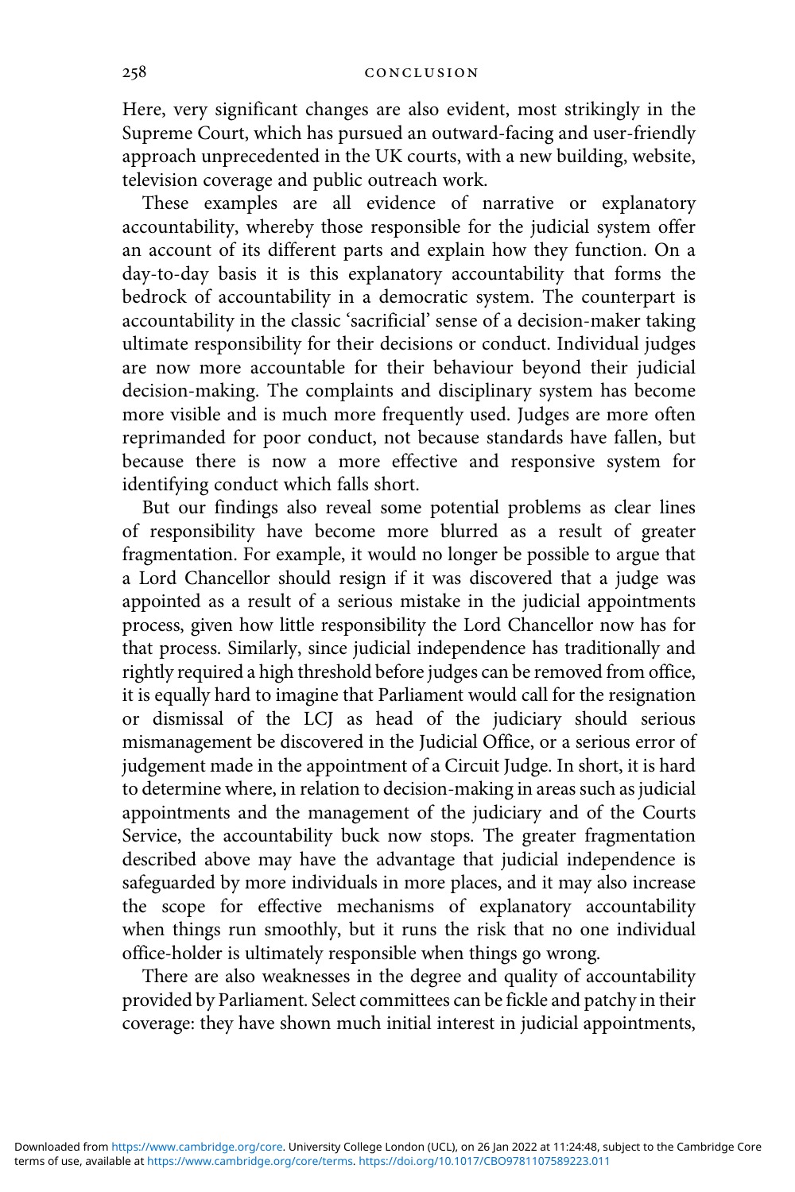Here, very significant changes are also evident, most strikingly in the Supreme Court, which has pursued an outward-facing and user-friendly approach unprecedented in the UK courts, with a new building, website, television coverage and public outreach work.

These examples are all evidence of narrative or explanatory accountability, whereby those responsible for the judicial system offer an account of its different parts and explain how they function. On a day-to-day basis it is this explanatory accountability that forms the bedrock of accountability in a democratic system. The counterpart is accountability in the classic 'sacrificial' sense of a decision-maker taking ultimate responsibility for their decisions or conduct. Individual judges are now more accountable for their behaviour beyond their judicial decision-making. The complaints and disciplinary system has become more visible and is much more frequently used. Judges are more often reprimanded for poor conduct, not because standards have fallen, but because there is now a more effective and responsive system for identifying conduct which falls short.

But our findings also reveal some potential problems as clear lines of responsibility have become more blurred as a result of greater fragmentation. For example, it would no longer be possible to argue that a Lord Chancellor should resign if it was discovered that a judge was appointed as a result of a serious mistake in the judicial appointments process, given how little responsibility the Lord Chancellor now has for that process. Similarly, since judicial independence has traditionally and rightly required a high threshold before judges can be removed from office, it is equally hard to imagine that Parliament would call for the resignation or dismissal of the LCJ as head of the judiciary should serious mismanagement be discovered in the Judicial Office, or a serious error of judgement made in the appointment of a Circuit Judge. In short, it is hard to determine where, in relation to decision-making in areas such as judicial appointments and the management of the judiciary and of the Courts Service, the accountability buck now stops. The greater fragmentation described above may have the advantage that judicial independence is safeguarded by more individuals in more places, and it may also increase the scope for effective mechanisms of explanatory accountability when things run smoothly, but it runs the risk that no one individual office-holder is ultimately responsible when things go wrong.

There are also weaknesses in the degree and quality of accountability provided by Parliament. Select committees can be fickle and patchy in their coverage: they have shown much initial interest in judicial appointments,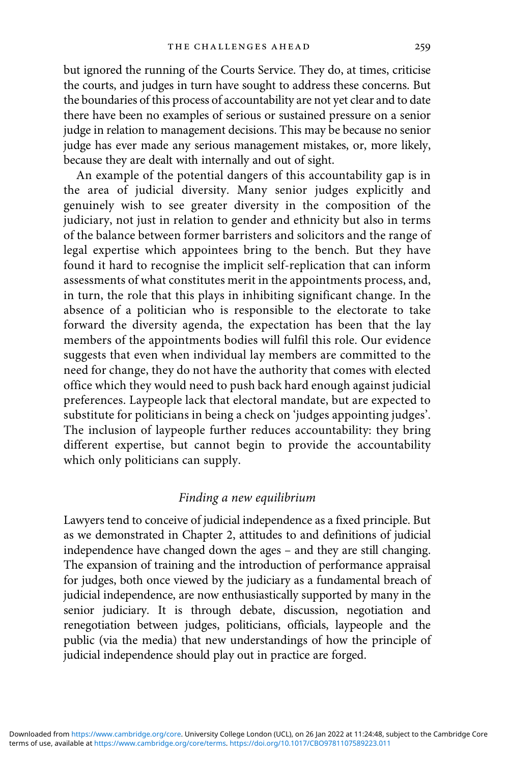but ignored the running of the Courts Service. They do, at times, criticise the courts, and judges in turn have sought to address these concerns. But the boundaries of this process of accountability are not yet clear and to date there have been no examples of serious or sustained pressure on a senior judge in relation to management decisions. This may be because no senior judge has ever made any serious management mistakes, or, more likely, because they are dealt with internally and out of sight.

An example of the potential dangers of this accountability gap is in the area of judicial diversity. Many senior judges explicitly and genuinely wish to see greater diversity in the composition of the judiciary, not just in relation to gender and ethnicity but also in terms of the balance between former barristers and solicitors and the range of legal expertise which appointees bring to the bench. But they have found it hard to recognise the implicit self-replication that can inform assessments of what constitutes merit in the appointments process, and, in turn, the role that this plays in inhibiting significant change. In the absence of a politician who is responsible to the electorate to take forward the diversity agenda, the expectation has been that the lay members of the appointments bodies will fulfil this role. Our evidence suggests that even when individual lay members are committed to the need for change, they do not have the authority that comes with elected office which they would need to push back hard enough against judicial preferences. Laypeople lack that electoral mandate, but are expected to substitute for politicians in being a check on 'judges appointing judges'. The inclusion of laypeople further reduces accountability: they bring different expertise, but cannot begin to provide the accountability which only politicians can supply.

### *Finding a new equilibrium*

Lawyers tend to conceive of judicial independence as a fixed principle. But as we demonstrated in Chapter 2, attitudes to and definitions of judicial independence have changed down the ages – and they are still changing. The expansion of training and the introduction of performance appraisal for judges, both once viewed by the judiciary as a fundamental breach of judicial independence, are now enthusiastically supported by many in the senior judiciary. It is through debate, discussion, negotiation and renegotiation between judges, politicians, officials, laypeople and the public (via the media) that new understandings of how the principle of judicial independence should play out in practice are forged.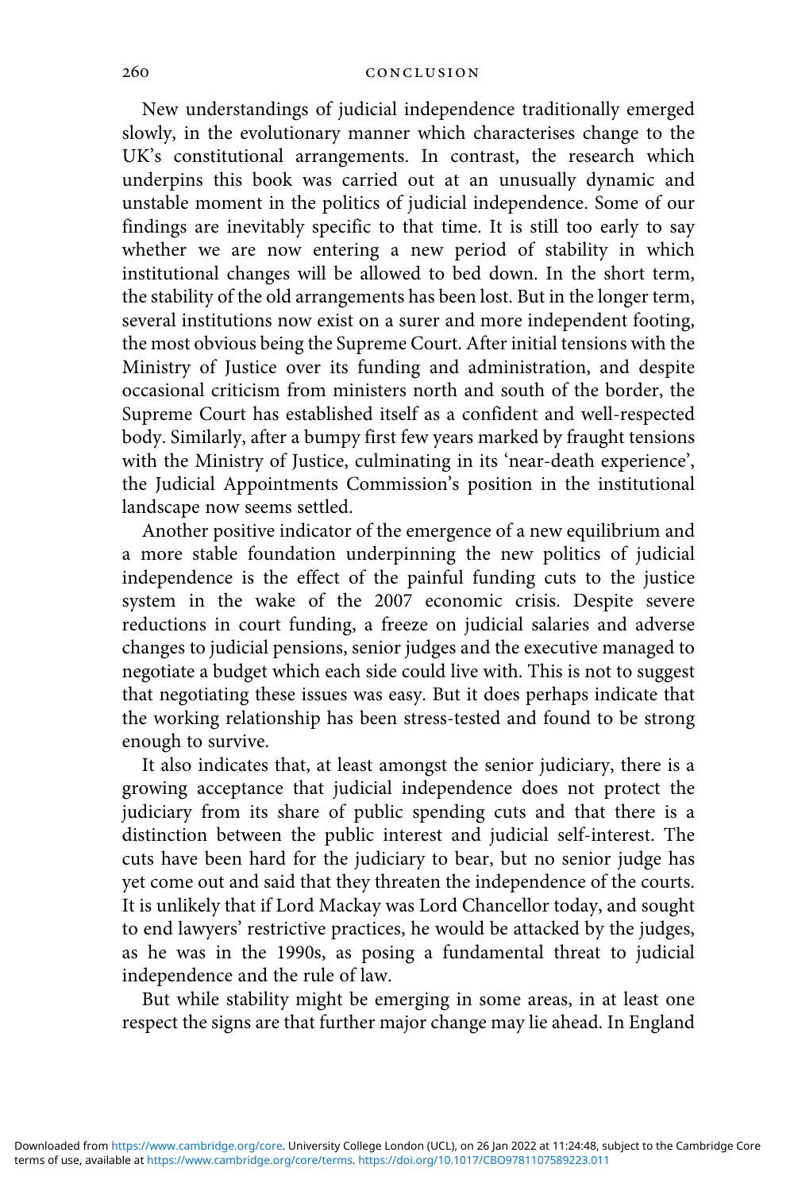New understandings of judicial independence traditionally emerged slowly, in the evolutionary manner which characterises change to the UK's constitutional arrangements. In contrast, the research which underpins this book was carried out at an unusually dynamic and unstable moment in the politics of judicial independence. Some of our findings are inevitably specific to that time. It is still too early to say whether we are now entering a new period of stability in which institutional changes will be allowed to bed down. In the short term, the stability of the old arrangements has been lost. But in the longer term, several institutions now exist on a surer and more independent footing, the most obvious being the Supreme Court. After initial tensions with the Ministry of Justice over its funding and administration, and despite occasional criticism from ministers north and south of the border, the Supreme Court has established itself as a confident and well-respected body. Similarly, after a bumpy first few years marked by fraught tensions with the Ministry of Justice, culminating in its 'near-death experience', the Judicial Appointments Commission's position in the institutional landscape now seems settled.

Another positive indicator of the emergence of a new equilibrium and a more stable foundation underpinning the new politics of judicial independence is the effect of the painful funding cuts to the justice system in the wake of the 2007 economic crisis. Despite severe reductions in court funding, a freeze on judicial salaries and adverse changes to judicial pensions, senior judges and the executive managed to negotiate a budget which each side could live with. This is not to suggest that negotiating these issues was easy. But it does perhaps indicate that the working relationship has been stress-tested and found to be strong enough to survive.

It also indicates that, at least amongst the senior judiciary, there is a growing acceptance that judicial independence does not protect the judiciary from its share of public spending cuts and that there is a distinction between the public interest and judicial self-interest. The cuts have been hard for the judiciary to bear, but no senior judge has yet come out and said that they threaten the independence of the courts. It is unlikely that if Lord Mackay was Lord Chancellor today, and sought to end lawyers' restrictive practices, he would be attacked by the judges, as he was in the 1990s, as posing a fundamental threat to judicial independence and the rule of law.

But while stability might be emerging in some areas, in at least one respect the signs are that further major change may lie ahead. In England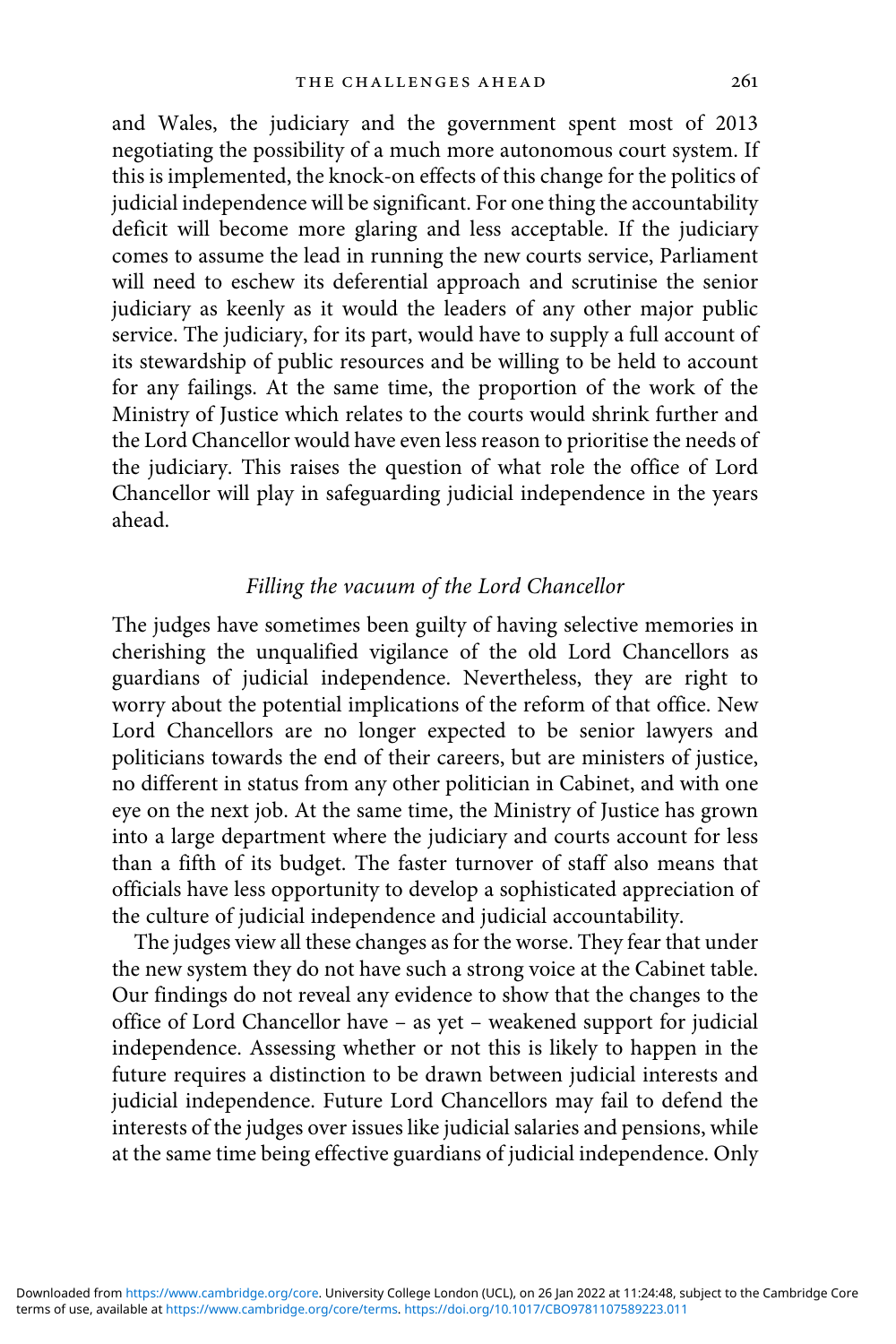and Wales, the judiciary and the government spent most of 2013 negotiating the possibility of a much more autonomous court system. If this is implemented, the knock-on effects of this change for the politics of judicial independence will be significant. For one thing the accountability deficit will become more glaring and less acceptable. If the judiciary comes to assume the lead in running the new courts service, Parliament will need to eschew its deferential approach and scrutinise the senior judiciary as keenly as it would the leaders of any other major public service. The judiciary, for its part, would have to supply a full account of its stewardship of public resources and be willing to be held to account for any failings. At the same time, the proportion of the work of the Ministry of Justice which relates to the courts would shrink further and the Lord Chancellor would have even less reason to prioritise the needs of the judiciary. This raises the question of what role the office of Lord Chancellor will play in safeguarding judicial independence in the years ahead.

### *Filling the vacuum of the Lord Chancellor*

The judges have sometimes been guilty of having selective memories in cherishing the unqualified vigilance of the old Lord Chancellors as guardians of judicial independence. Nevertheless, they are right to worry about the potential implications of the reform of that office. New Lord Chancellors are no longer expected to be senior lawyers and politicians towards the end of their careers, but are ministers of justice, no different in status from any other politician in Cabinet, and with one eye on the next job. At the same time, the Ministry of Justice has grown into a large department where the judiciary and courts account for less than a fifth of its budget. The faster turnover of staff also means that officials have less opportunity to develop a sophisticated appreciation of the culture of judicial independence and judicial accountability.

The judges view all these changes as for the worse. They fear that under the new system they do not have such a strong voice at the Cabinet table. Our findings do not reveal any evidence to show that the changes to the office of Lord Chancellor have – as yet – weakened support for judicial independence. Assessing whether or not this is likely to happen in the future requires a distinction to be drawn between judicial interests and judicial independence. Future Lord Chancellors may fail to defend the interests of the judges over issues like judicial salaries and pensions, while at the same time being effective guardians of judicial independence. Only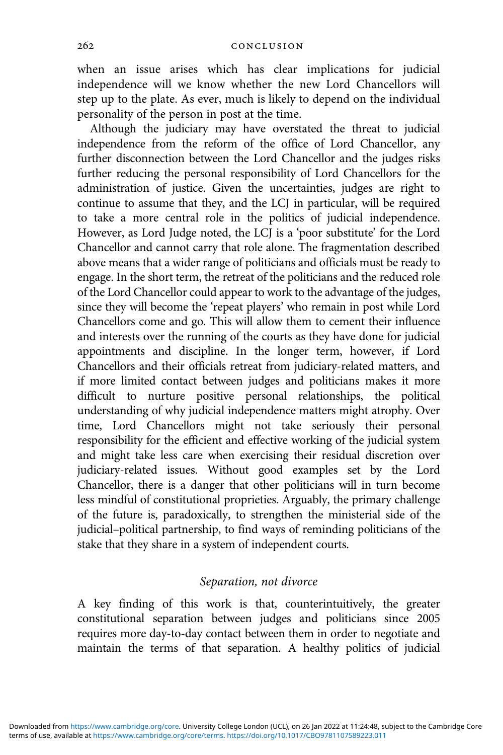when an issue arises which has clear implications for judicial independence will we know whether the new Lord Chancellors will step up to the plate. As ever, much is likely to depend on the individual personality of the person in post at the time.

Although the judiciary may have overstated the threat to judicial independence from the reform of the office of Lord Chancellor, any further disconnection between the Lord Chancellor and the judges risks further reducing the personal responsibility of Lord Chancellors for the administration of justice. Given the uncertainties, judges are right to continue to assume that they, and the LCJ in particular, will be required to take a more central role in the politics of judicial independence. However, as Lord Judge noted, the LCJ is a 'poor substitute' for the Lord Chancellor and cannot carry that role alone. The fragmentation described above means that a wider range of politicians and officials must be ready to engage. In the short term, the retreat of the politicians and the reduced role of the Lord Chancellor could appear to work to the advantage of the judges, since they will become the 'repeat players' who remain in post while Lord Chancellors come and go. This will allow them to cement their influence and interests over the running of the courts as they have done for judicial appointments and discipline. In the longer term, however, if Lord Chancellors and their officials retreat from judiciary-related matters, and if more limited contact between judges and politicians makes it more difficult to nurture positive personal relationships, the political understanding of why judicial independence matters might atrophy. Over time, Lord Chancellors might not take seriously their personal responsibility for the efficient and effective working of the judicial system and might take less care when exercising their residual discretion over judiciary-related issues. Without good examples set by the Lord Chancellor, there is a danger that other politicians will in turn become less mindful of constitutional proprieties. Arguably, the primary challenge of the future is, paradoxically, to strengthen the ministerial side of the judicial–political partnership, to find ways of reminding politicians of the stake that they share in a system of independent courts.

## *Separation, not divorce*

A key finding of this work is that, counterintuitively, the greater constitutional separation between judges and politicians since 2005 requires more day-to-day contact between them in order to negotiate and maintain the terms of that separation. A healthy politics of judicial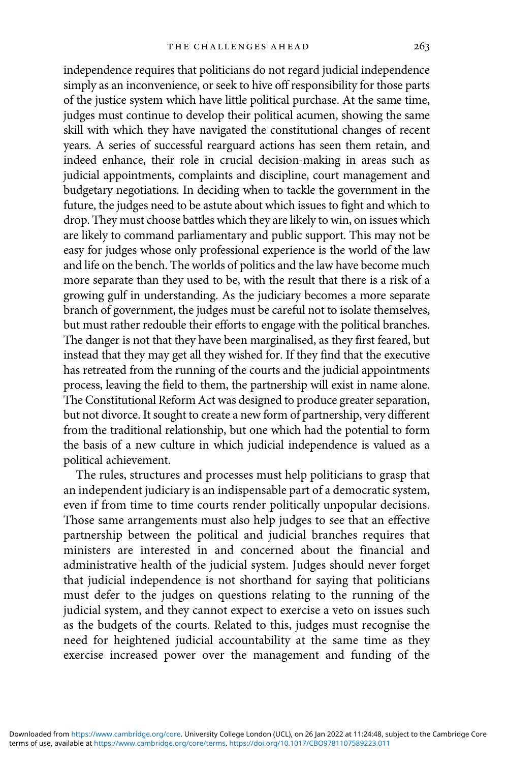independence requires that politicians do not regard judicial independence simply as an inconvenience, or seek to hive off responsibility for those parts of the justice system which have little political purchase. At the same time, judges must continue to develop their political acumen, showing the same skill with which they have navigated the constitutional changes of recent years. A series of successful rearguard actions has seen them retain, and indeed enhance, their role in crucial decision-making in areas such as judicial appointments, complaints and discipline, court management and budgetary negotiations. In deciding when to tackle the government in the future, the judges need to be astute about which issues to fight and which to drop. They must choose battles which they are likely to win, on issues which are likely to command parliamentary and public support. This may not be easy for judges whose only professional experience is the world of the law and life on the bench. The worlds of politics and the law have become much more separate than they used to be, with the result that there is a risk of a growing gulf in understanding. As the judiciary becomes a more separate branch of government, the judges must be careful not to isolate themselves, but must rather redouble their efforts to engage with the political branches. The danger is not that they have been marginalised, as they first feared, but instead that they may get all they wished for. If they find that the executive has retreated from the running of the courts and the judicial appointments process, leaving the field to them, the partnership will exist in name alone. The Constitutional Reform Act was designed to produce greater separation, but not divorce. It sought to create a new form of partnership, very different from the traditional relationship, but one which had the potential to form the basis of a new culture in which judicial independence is valued as a political achievement.

The rules, structures and processes must help politicians to grasp that an independent judiciary is an indispensable part of a democratic system, even if from time to time courts render politically unpopular decisions. Those same arrangements must also help judges to see that an effective partnership between the political and judicial branches requires that ministers are interested in and concerned about the financial and administrative health of the judicial system. Judges should never forget that judicial independence is not shorthand for saying that politicians must defer to the judges on questions relating to the running of the judicial system, and they cannot expect to exercise a veto on issues such as the budgets of the courts. Related to this, judges must recognise the need for heightened judicial accountability at the same time as they exercise increased power over the management and funding of the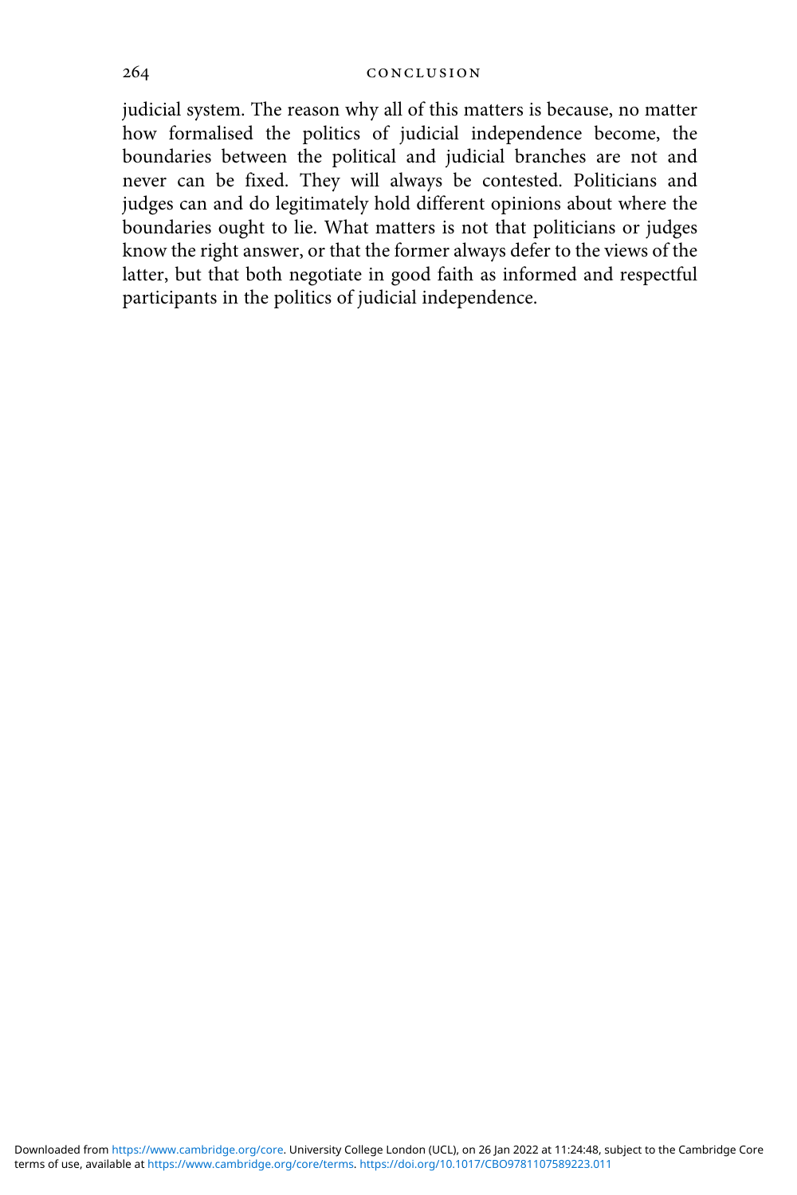judicial system. The reason why all of this matters is because, no matter how formalised the politics of judicial independence become, the boundaries between the political and judicial branches are not and never can be fixed. They will always be contested. Politicians and judges can and do legitimately hold different opinions about where the boundaries ought to lie. What matters is not that politicians or judges know the right answer, or that the former always defer to the views of the latter, but that both negotiate in good faith as informed and respectful participants in the politics of judicial independence.